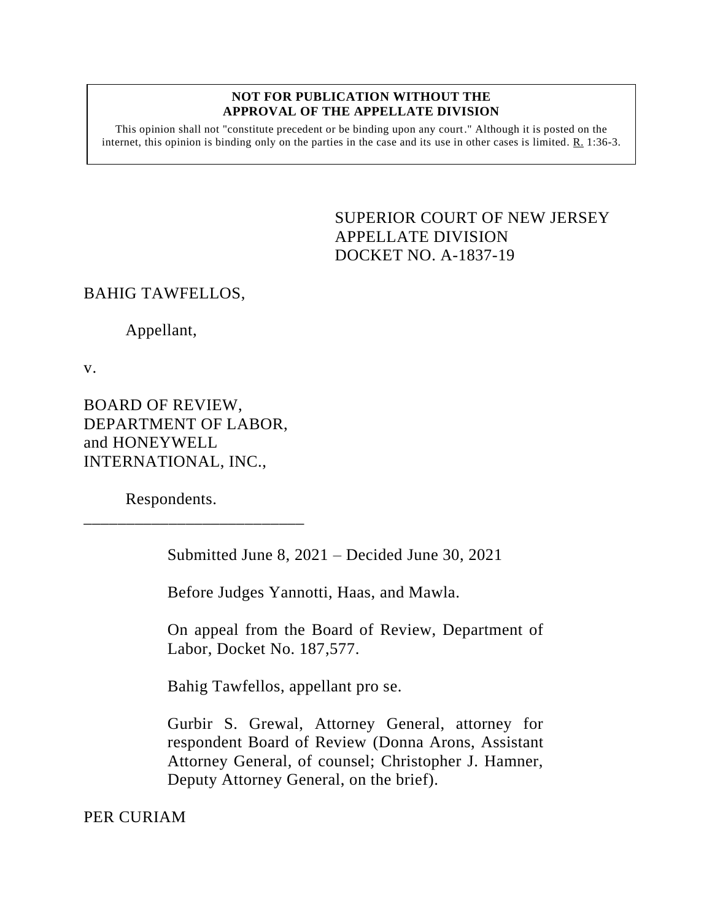**NOT FOR PUBLICATION WITHOUT THE APPROVAL OF THE APPELLATE DIVISION**

This opinion shall not "constitute precedent or be binding upon any court." Although it is posted on the internet, this opinion is binding only on the parties in the case and its use in other cases is limited. R. 1:36-3.

SUPERIOR COURT OF NEW JERSEY
APPELLATE DIVISION
DOCKET NO. A-1837-19

BAHIG TAWFELLOS,

Appellant,

v.

BOARD OF REVIEW, DEPARTMENT OF LABOR, and HONEYWELL INTERNATIONAL, INC.,

Respondents.

\_\_\_\_\_\_\_\_\_\_\_\_\_\_\_\_\_\_\_\_\_\_\_\_\_\_

Submitted June 8, 2021 – Decided June 30, 2021

Before Judges Yannotti, Haas, and Mawla.

On appeal from the Board of Review, Department of Labor, Docket No. 187,577.

Bahig Tawfellos, appellant pro se.

Gurbir S. Grewal, Attorney General, attorney for respondent Board of Review (Donna Arons, Assistant Attorney General, of counsel; Christopher J. Hamner, Deputy Attorney General, on the brief).

PER CURIAM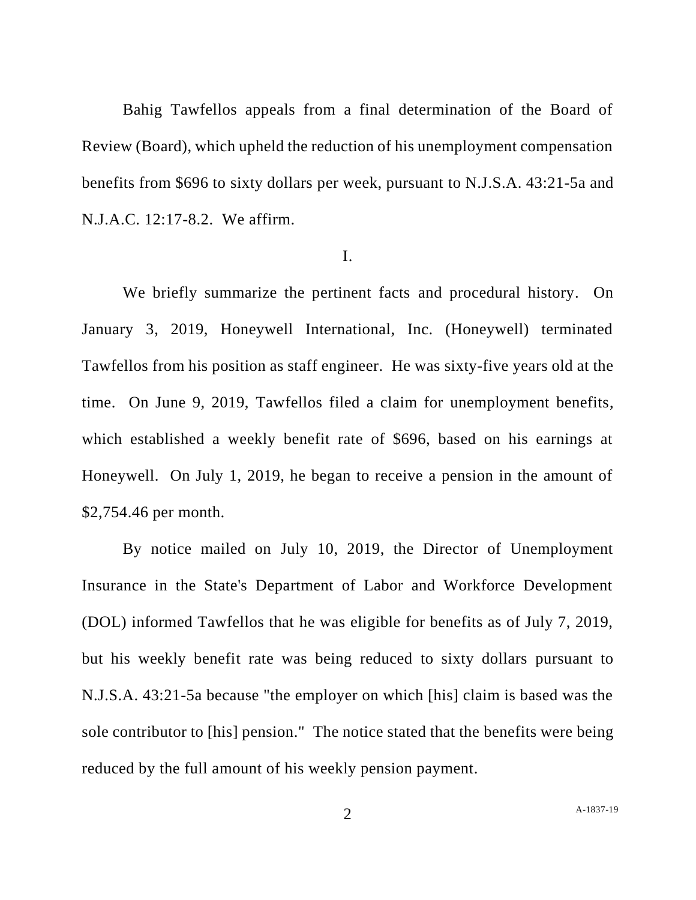Bahig Tawfellos appeals from a final determination of the Board of Review (Board), which upheld the reduction of his unemployment compensation benefits from $696 to sixty dollars per week, pursuant to N.J.S.A. 43:21-5a and N.J.A.C. 12:17-8.2. We affirm.

I.

We briefly summarize the pertinent facts and procedural history. On January 3, 2019, Honeywell International, Inc. (Honeywell) terminated Tawfellos from his position as staff engineer. He was sixty-five years old at the time. On June 9, 2019, Tawfellos filed a claim for unemployment benefits, which established a weekly benefit rate of $696, based on his earnings at Honeywell. On July 1, 2019, he began to receive a pension in the amount of $2,754.46 per month.

By notice mailed on July 10, 2019, the Director of Unemployment Insurance in the State's Department of Labor and Workforce Development (DOL) informed Tawfellos that he was eligible for benefits as of July 7, 2019, but his weekly benefit rate was being reduced to sixty dollars pursuant to N.J.S.A. 43:21-5a because "the employer on which [his] claim is based was the sole contributor to [his] pension." The notice stated that the benefits were being reduced by the full amount of his weekly pension payment.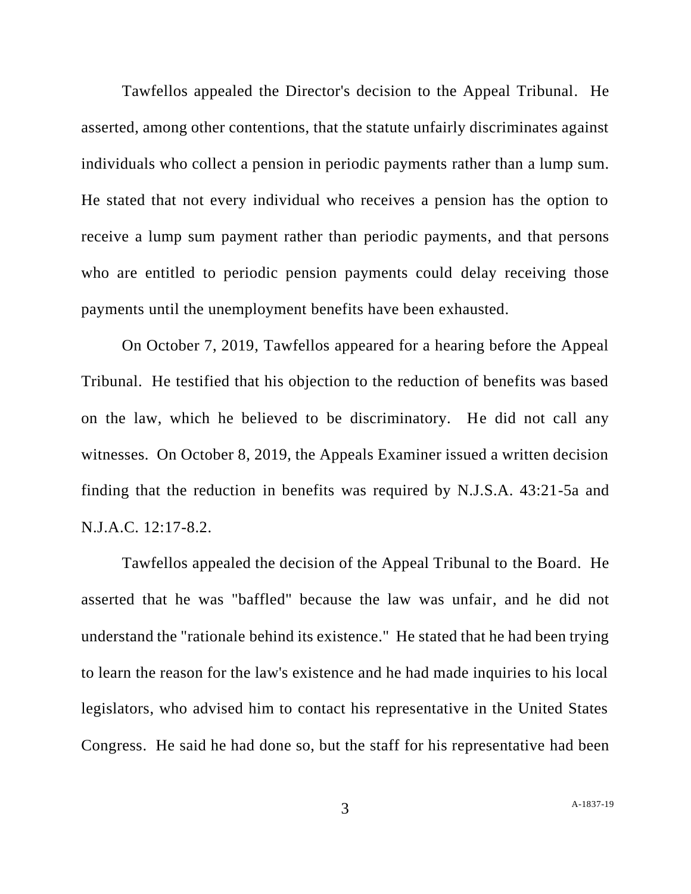Tawfellos appealed the Director's decision to the Appeal Tribunal. He asserted, among other contentions, that the statute unfairly discriminates against individuals who collect a pension in periodic payments rather than a lump sum. He stated that not every individual who receives a pension has the option to receive a lump sum payment rather than periodic payments, and that persons who are entitled to periodic pension payments could delay receiving those payments until the unemployment benefits have been exhausted.

On October 7, 2019, Tawfellos appeared for a hearing before the Appeal Tribunal. He testified that his objection to the reduction of benefits was based on the law, which he believed to be discriminatory. He did not call any witnesses. On October 8, 2019, the Appeals Examiner issued a written decision finding that the reduction in benefits was required by N.J.S.A. 43:21-5a and N.J.A.C. 12:17-8.2.

Tawfellos appealed the decision of the Appeal Tribunal to the Board. He asserted that he was "baffled" because the law was unfair, and he did not understand the "rationale behind its existence." He stated that he had been trying to learn the reason for the law's existence and he had made inquiries to his local legislators, who advised him to contact his representative in the United States Congress. He said he had done so, but the staff for his representative had been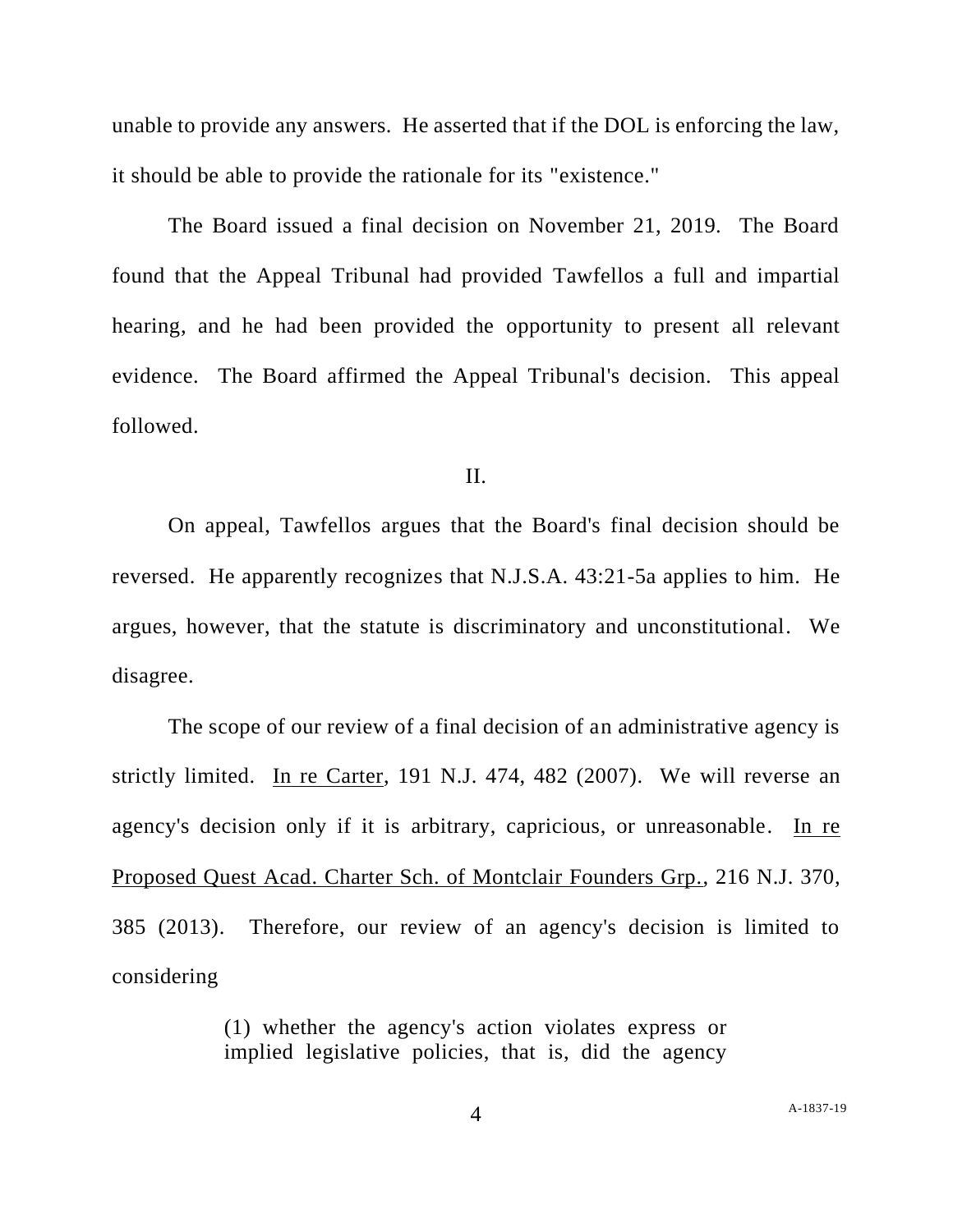unable to provide any answers. He asserted that if the DOL is enforcing the law, it should be able to provide the rationale for its "existence."

The Board issued a final decision on November 21, 2019. The Board found that the Appeal Tribunal had provided Tawfellos a full and impartial hearing, and he had been provided the opportunity to present all relevant evidence. The Board affirmed the Appeal Tribunal's decision. This appeal followed.

II.

On appeal, Tawfellos argues that the Board's final decision should be reversed. He apparently recognizes that N.J.S.A. 43:21-5a applies to him. He argues, however, that the statute is discriminatory and unconstitutional. We disagree.

The scope of our review of a final decision of an administrative agency is strictly limited. In re Carter, 191 N.J. 474, 482 (2007). We will reverse an agency's decision only if it is arbitrary, capricious, or unreasonable. In re Proposed Quest Acad. Charter Sch. of Montclair Founders Grp., 216 N.J. 370, 385 (2013). Therefore, our review of an agency's decision is limited to considering

> (1) whether the agency's action violates express or implied legislative policies, that is, did the agency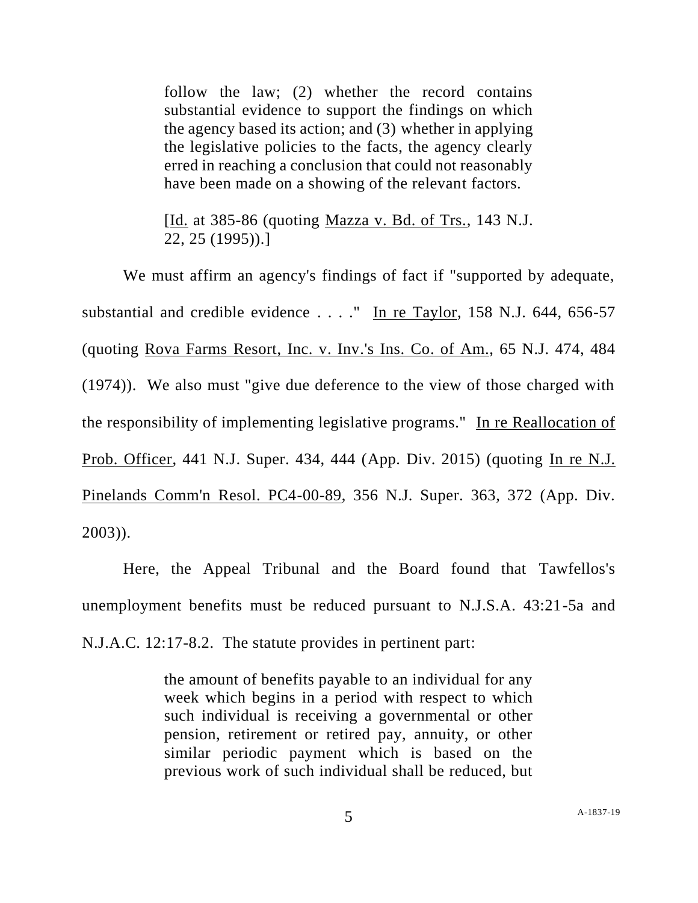> follow the law; (2) whether the record contains substantial evidence to support the findings on which the agency based its action; and (3) whether in applying the legislative policies to the facts, the agency clearly erred in reaching a conclusion that could not reasonably have been made on a showing of the relevant factors.
>
> [Id. at 385-86 (quoting Mazza v. Bd. of Trs., 143 N.J. 22, 25 (1995)).]

We must affirm an agency's findings of fact if "supported by adequate, substantial and credible evidence . . . ." In re Taylor, 158 N.J. 644, 656-57 (quoting Rova Farms Resort, Inc. v. Inv.'s Ins. Co. of Am., 65 N.J. 474, 484 (1974)). We also must "give due deference to the view of those charged with the responsibility of implementing legislative programs." In re Reallocation of Prob. Officer, 441 N.J. Super. 434, 444 (App. Div. 2015) (quoting In re N.J. Pinelands Comm'n Resol. PC4-00-89, 356 N.J. Super. 363, 372 (App. Div. 2003)).

Here, the Appeal Tribunal and the Board found that Tawfellos's unemployment benefits must be reduced pursuant to N.J.S.A. 43:21-5a and N.J.A.C. 12:17-8.2. The statute provides in pertinent part:

> the amount of benefits payable to an individual for any week which begins in a period with respect to which such individual is receiving a governmental or other pension, retirement or retired pay, annuity, or other similar periodic payment which is based on the previous work of such individual shall be reduced, but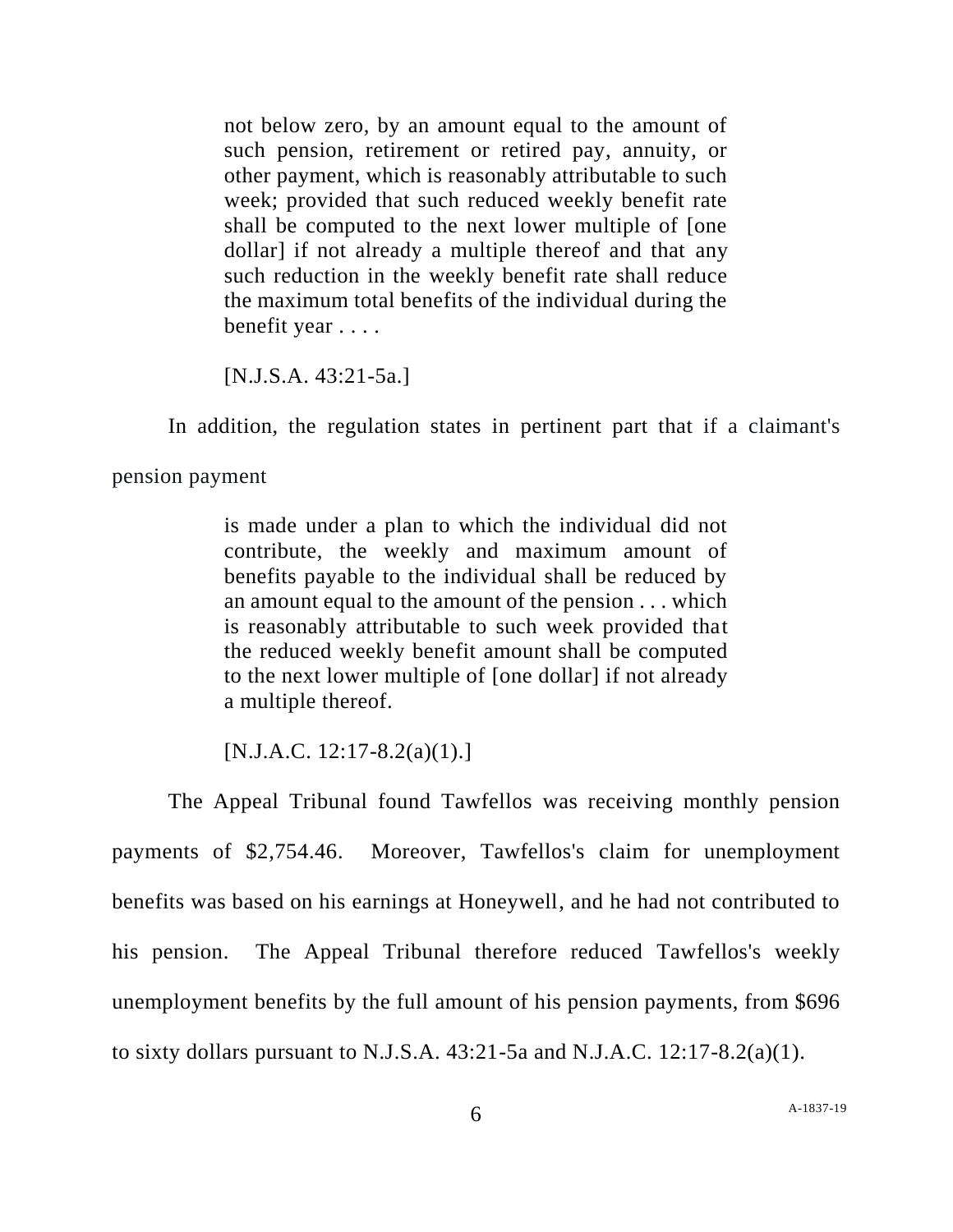> not below zero, by an amount equal to the amount of such pension, retirement or retired pay, annuity, or other payment, which is reasonably attributable to such week; provided that such reduced weekly benefit rate shall be computed to the next lower multiple of [one dollar] if not already a multiple thereof and that any such reduction in the weekly benefit rate shall reduce the maximum total benefits of the individual during the benefit year . . . .
>
> [N.J.S.A. 43:21-5a.]

In addition, the regulation states in pertinent part that if a claimant's pension payment

> is made under a plan to which the individual did not contribute, the weekly and maximum amount of benefits payable to the individual shall be reduced by an amount equal to the amount of the pension . . . which is reasonably attributable to such week provided that the reduced weekly benefit amount shall be computed to the next lower multiple of [one dollar] if not already a multiple thereof.
>
> [N.J.A.C. 12:17-8.2(a)(1).]

The Appeal Tribunal found Tawfellos was receiving monthly pension payments of $2,754.46. Moreover, Tawfellos's claim for unemployment benefits was based on his earnings at Honeywell, and he had not contributed to his pension. The Appeal Tribunal therefore reduced Tawfellos's weekly unemployment benefits by the full amount of his pension payments, from $696 to sixty dollars pursuant to N.J.S.A. 43:21-5a and N.J.A.C. 12:17-8.2(a)(1).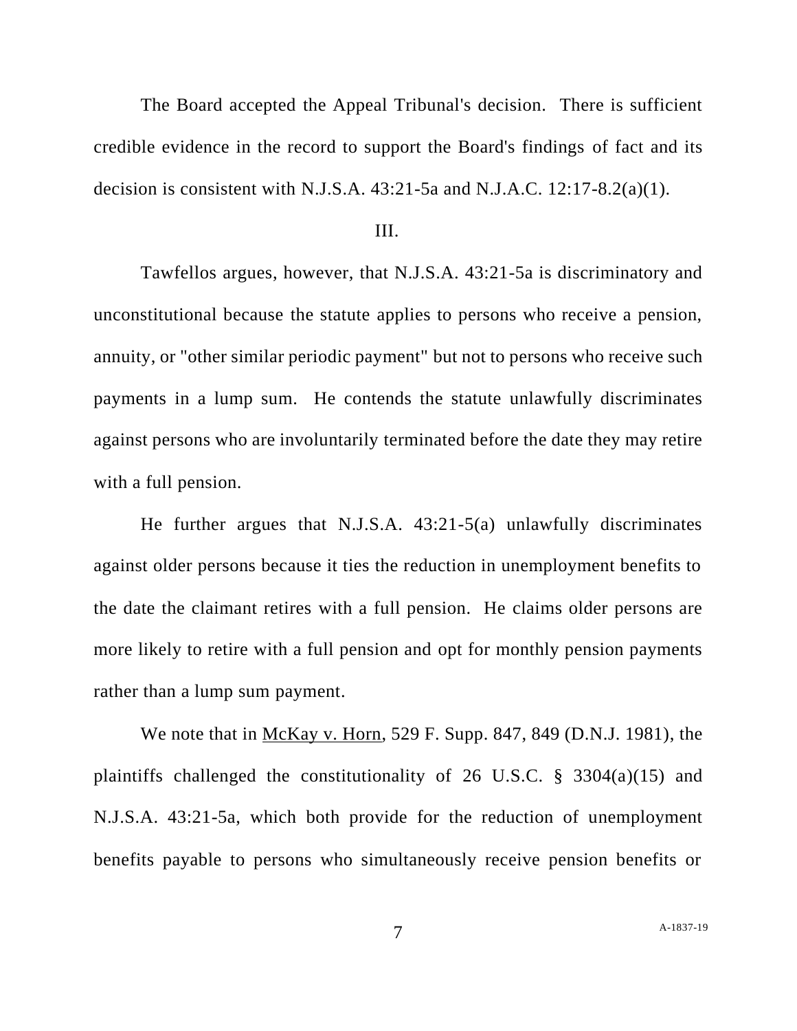The Board accepted the Appeal Tribunal's decision. There is sufficient credible evidence in the record to support the Board's findings of fact and its decision is consistent with N.J.S.A. 43:21-5a and N.J.A.C. 12:17-8.2(a)(1).

III.

Tawfellos argues, however, that N.J.S.A. 43:21-5a is discriminatory and unconstitutional because the statute applies to persons who receive a pension, annuity, or "other similar periodic payment" but not to persons who receive such payments in a lump sum. He contends the statute unlawfully discriminates against persons who are involuntarily terminated before the date they may retire with a full pension.

He further argues that N.J.S.A. 43:21-5(a) unlawfully discriminates against older persons because it ties the reduction in unemployment benefits to the date the claimant retires with a full pension. He claims older persons are more likely to retire with a full pension and opt for monthly pension payments rather than a lump sum payment.

We note that in McKay v. Horn, 529 F. Supp. 847, 849 (D.N.J. 1981), the plaintiffs challenged the constitutionality of 26 U.S.C. § 3304(a)(15) and N.J.S.A. 43:21-5a, which both provide for the reduction of unemployment benefits payable to persons who simultaneously receive pension benefits or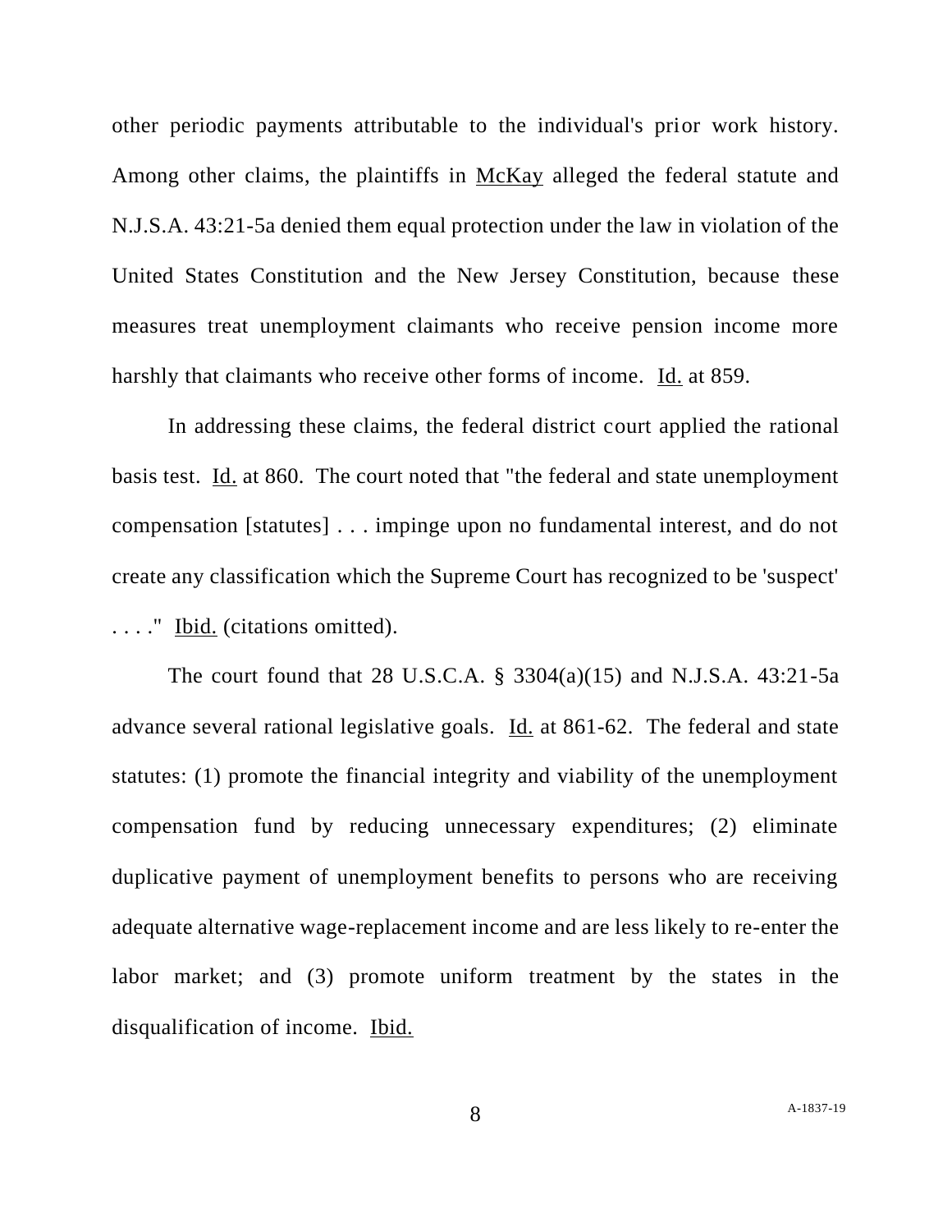other periodic payments attributable to the individual's prior work history. Among other claims, the plaintiffs in McKay alleged the federal statute and N.J.S.A. 43:21-5a denied them equal protection under the law in violation of the United States Constitution and the New Jersey Constitution, because these measures treat unemployment claimants who receive pension income more harshly that claimants who receive other forms of income. Id. at 859.

In addressing these claims, the federal district court applied the rational basis test. Id. at 860. The court noted that "the federal and state unemployment compensation [statutes] . . . impinge upon no fundamental interest, and do not create any classification which the Supreme Court has recognized to be 'suspect' . . . ." Ibid. (citations omitted).

The court found that 28 U.S.C.A. § 3304(a)(15) and N.J.S.A. 43:21-5a advance several rational legislative goals. Id. at 861-62. The federal and state statutes: (1) promote the financial integrity and viability of the unemployment compensation fund by reducing unnecessary expenditures; (2) eliminate duplicative payment of unemployment benefits to persons who are receiving adequate alternative wage-replacement income and are less likely to re-enter the labor market; and (3) promote uniform treatment by the states in the disqualification of income. Ibid.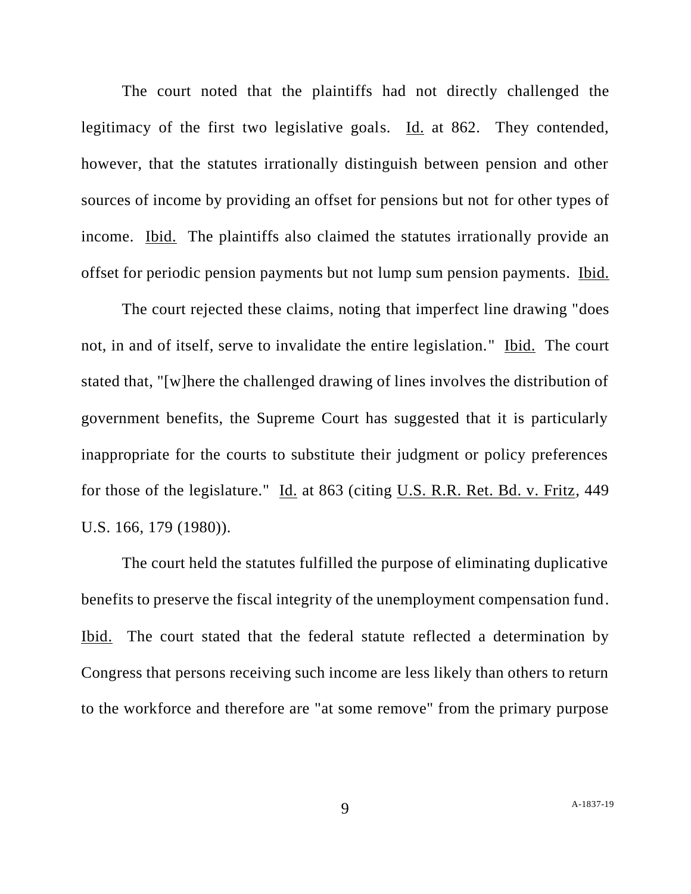The court noted that the plaintiffs had not directly challenged the legitimacy of the first two legislative goals. Id. at 862. They contended, however, that the statutes irrationally distinguish between pension and other sources of income by providing an offset for pensions but not for other types of income. Ibid. The plaintiffs also claimed the statutes irrationally provide an offset for periodic pension payments but not lump sum pension payments. Ibid.

The court rejected these claims, noting that imperfect line drawing "does not, in and of itself, serve to invalidate the entire legislation." Ibid. The court stated that, "[w]here the challenged drawing of lines involves the distribution of government benefits, the Supreme Court has suggested that it is particularly inappropriate for the courts to substitute their judgment or policy preferences for those of the legislature." Id. at 863 (citing U.S. R.R. Ret. Bd. v. Fritz, 449 U.S. 166, 179 (1980)).

The court held the statutes fulfilled the purpose of eliminating duplicative benefits to preserve the fiscal integrity of the unemployment compensation fund. Ibid. The court stated that the federal statute reflected a determination by Congress that persons receiving such income are less likely than others to return to the workforce and therefore are "at some remove" from the primary purpose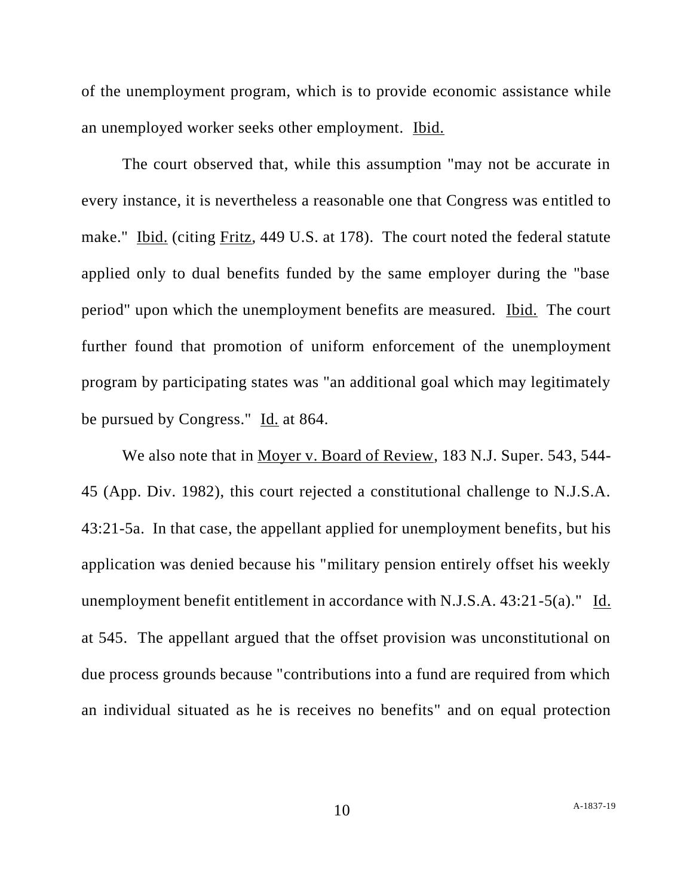of the unemployment program, which is to provide economic assistance while an unemployed worker seeks other employment. Ibid.

The court observed that, while this assumption "may not be accurate in every instance, it is nevertheless a reasonable one that Congress was entitled to make." Ibid. (citing Fritz, 449 U.S. at 178). The court noted the federal statute applied only to dual benefits funded by the same employer during the "base period" upon which the unemployment benefits are measured. Ibid. The court further found that promotion of uniform enforcement of the unemployment program by participating states was "an additional goal which may legitimately be pursued by Congress." Id. at 864.

We also note that in Moyer v. Board of Review, 183 N.J. Super. 543, 544-45 (App. Div. 1982), this court rejected a constitutional challenge to N.J.S.A. 43:21-5a. In that case, the appellant applied for unemployment benefits, but his application was denied because his "military pension entirely offset his weekly unemployment benefit entitlement in accordance with N.J.S.A. 43:21-5(a)." Id. at 545. The appellant argued that the offset provision was unconstitutional on due process grounds because "contributions into a fund are required from which an individual situated as he is receives no benefits" and on equal protection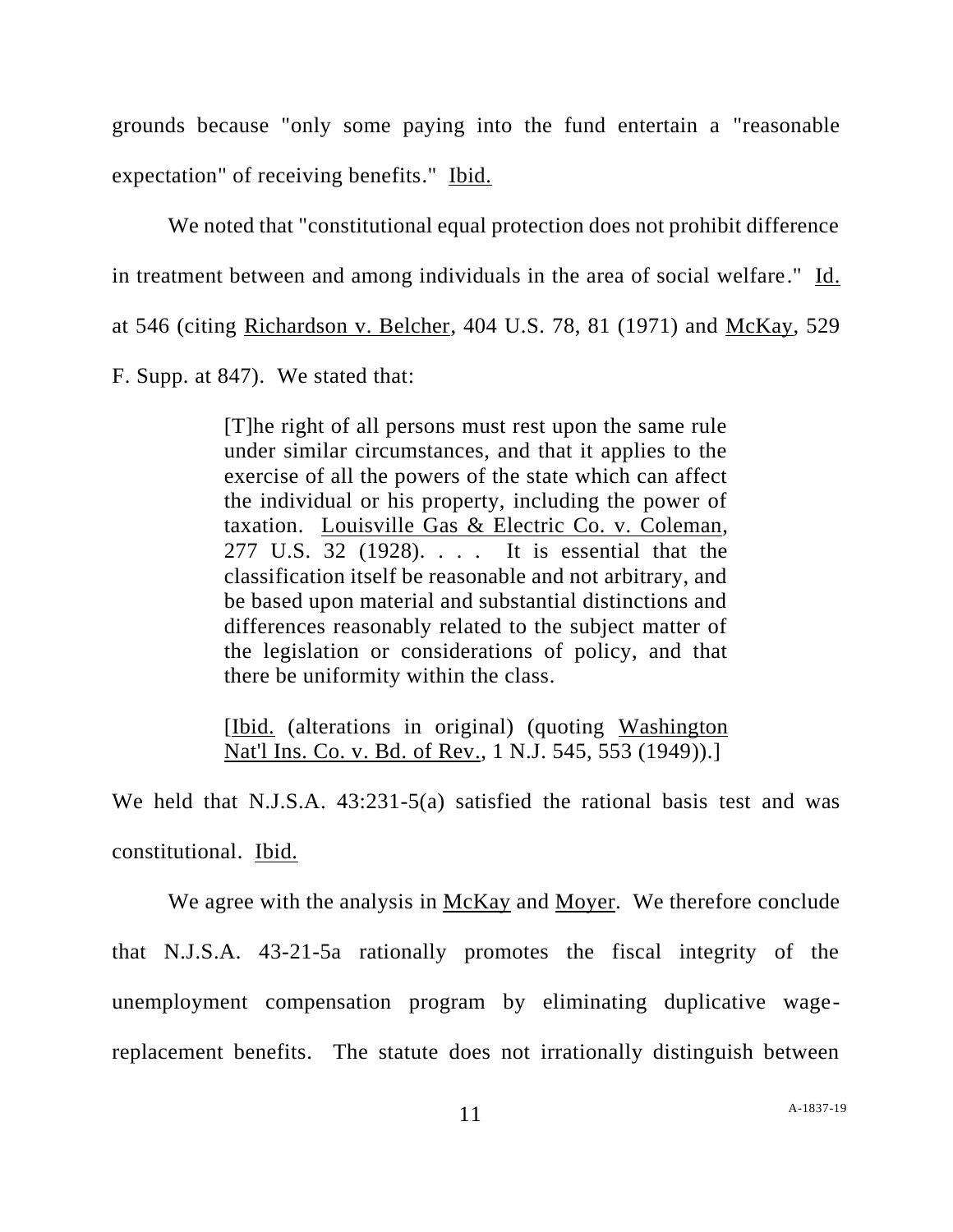grounds because "only some paying into the fund entertain a "reasonable expectation" of receiving benefits." Ibid.

We noted that "constitutional equal protection does not prohibit difference in treatment between and among individuals in the area of social welfare." Id. at 546 (citing Richardson v. Belcher, 404 U.S. 78, 81 (1971) and McKay, 529 F. Supp. at 847). We stated that:

> [T]he right of all persons must rest upon the same rule under similar circumstances, and that it applies to the exercise of all the powers of the state which can affect the individual or his property, including the power of taxation. Louisville Gas & Electric Co. v. Coleman, 277 U.S. 32 (1928). . . . It is essential that the classification itself be reasonable and not arbitrary, and be based upon material and substantial distinctions and differences reasonably related to the subject matter of the legislation or considerations of policy, and that there be uniformity within the class.
>
> [Ibid. (alterations in original) (quoting Washington Nat'l Ins. Co. v. Bd. of Rev., 1 N.J. 545, 553 (1949)).]

We held that N.J.S.A. 43:231-5(a) satisfied the rational basis test and was constitutional. Ibid.

We agree with the analysis in McKay and Moyer. We therefore conclude that N.J.S.A. 43-21-5a rationally promotes the fiscal integrity of the unemployment compensation program by eliminating duplicative wage-replacement benefits. The statute does not irrationally distinguish between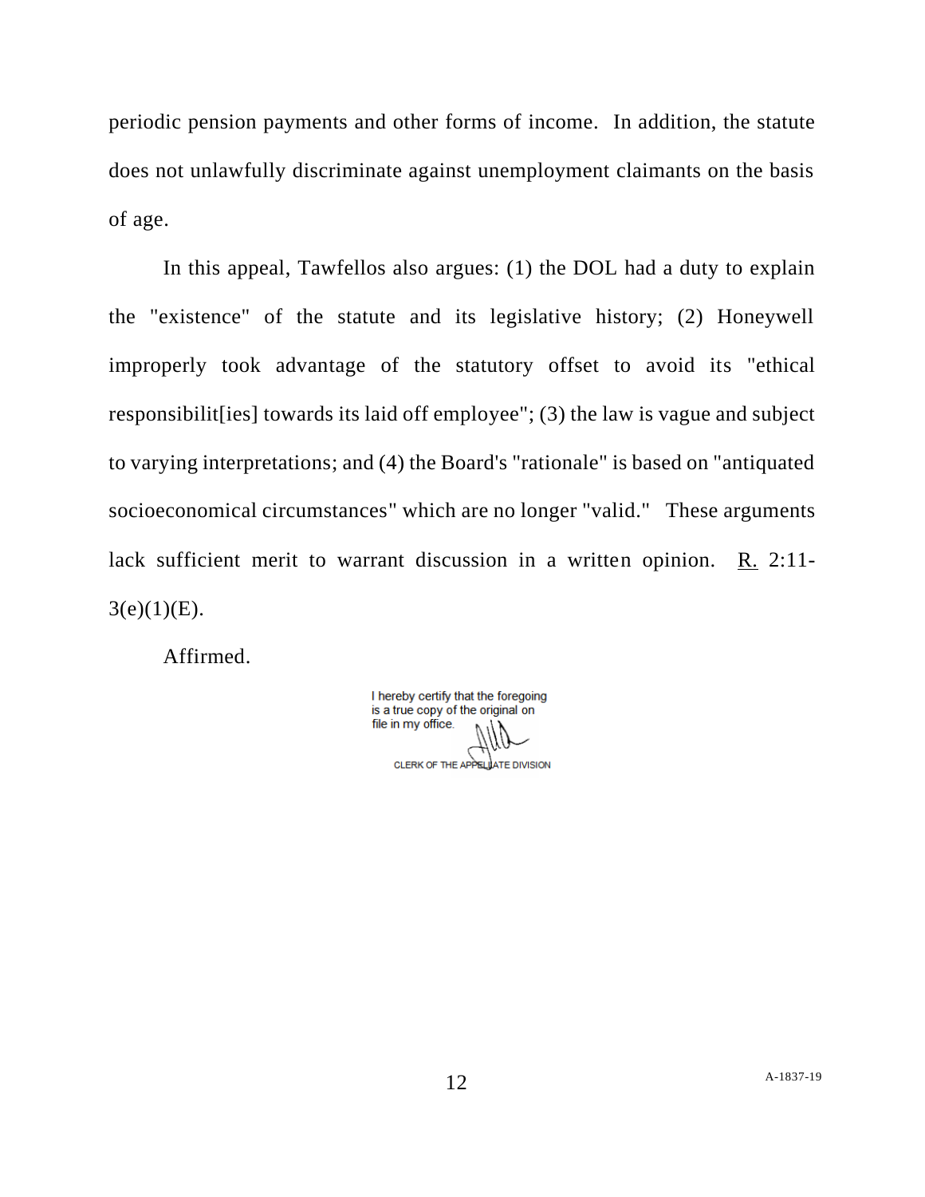periodic pension payments and other forms of income. In addition, the statute does not unlawfully discriminate against unemployment claimants on the basis of age.

In this appeal, Tawfellos also argues: (1) the DOL had a duty to explain the "existence" of the statute and its legislative history; (2) Honeywell improperly took advantage of the statutory offset to avoid its "ethical responsibilit[ies] towards its laid off employee"; (3) the law is vague and subject to varying interpretations; and (4) the Board's "rationale" is based on "antiquated socioeconomical circumstances" which are no longer "valid." These arguments lack sufficient merit to warrant discussion in a written opinion. R. 2:11-3(e)(1)(E).

Affirmed.

I hereby certify that the foregoing is a true copy of the original on file in my office.

CLERK OF THE APPELLATE DIVISION